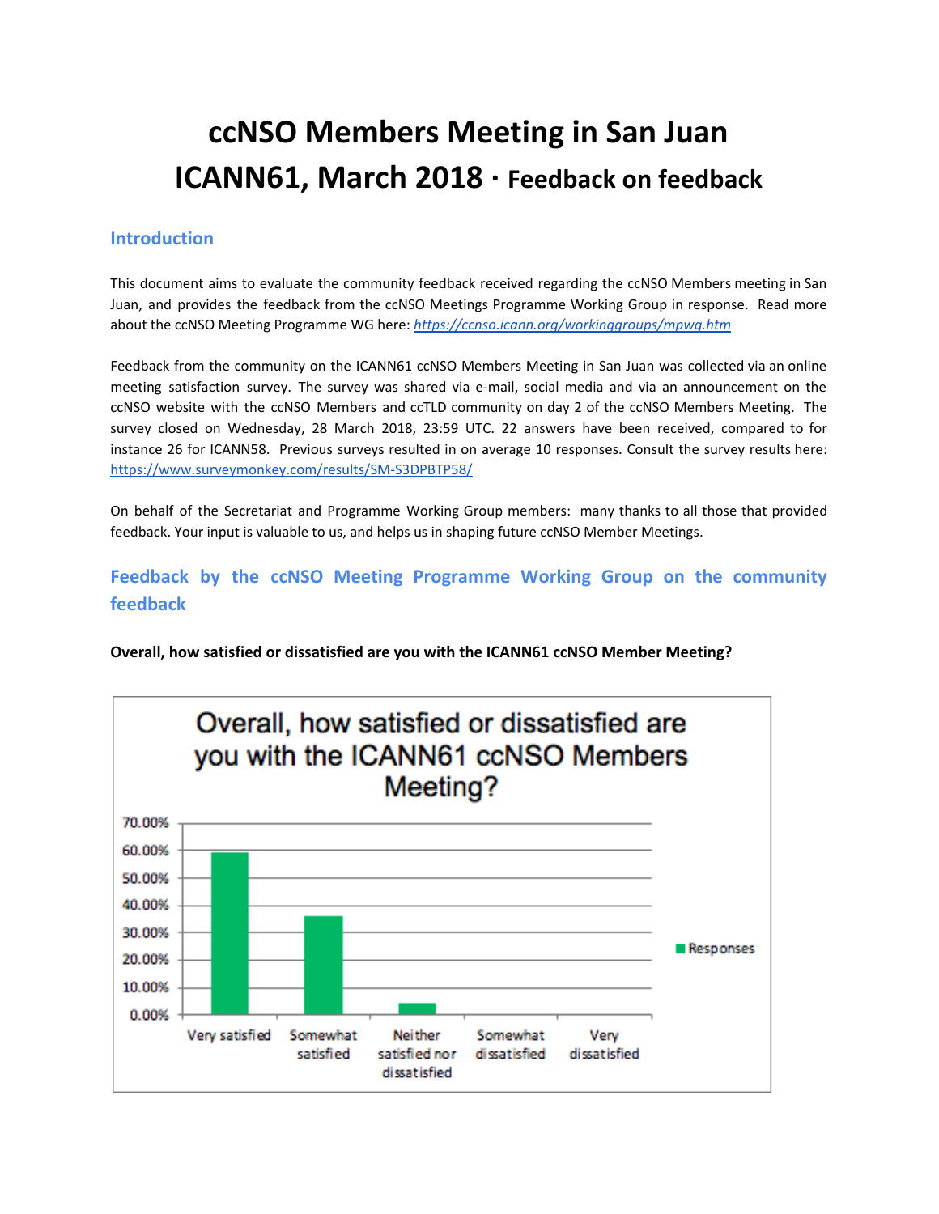# ccNSO Members Meeting in San Juan ICANN61, March 2018 · Feedback on feedback

## Introduction

This document aims to evaluate the community feedback received regarding the ccNSO Members meeting in San Juan, and provides the feedback from the ccNSO Meetings Programme Working Group in response. Read more about the ccNSO Meeting Programme WG here: *https://ccnso.icann.org/workinggroups/mpwg.htm*

Feedback from the community on the ICANN61 ccNSO Members Meeting in San Juan was collected via an online meeting satisfaction survey. The survey was shared via e-mail, social media and via an announcement on the ccNSO website with the ccNSO Members and ccTLD community on day 2 of the ccNSO Members Meeting. The survey closed on Wednesday, 28 March 2018, 23:59 UTC. 22 answers have been received, compared to for instance 26 for ICANN58. Previous surveys resulted in on average 10 responses. Consult the survey results here: https://www.surveymonkey.com/results/SM-S3DPBTP58/

On behalf of the Secretariat and Programme Working Group members: many thanks to all those that provided feedback. Your input is valuable to us, and helps us in shaping future ccNSO Member Meetings.

## Feedback by the ccNSO Meeting Programme Working Group on the community feedback

**Overall, how satisfied or dissatisfied are you with the ICANN61 ccNSO Member Meeting?**

Overall, how satisfied or dissatisfied are you with the ICANN61 ccNSO Members Meeting?

| Response | Responses |
|---|---|
| Very satisfied | ~59% |
| Somewhat satisfied | ~36% |
| Neither satisfied nor dissatisfied | ~4.5% |
| Somewhat dissatisfied | 0% |
| Very dissatisfied | 0% |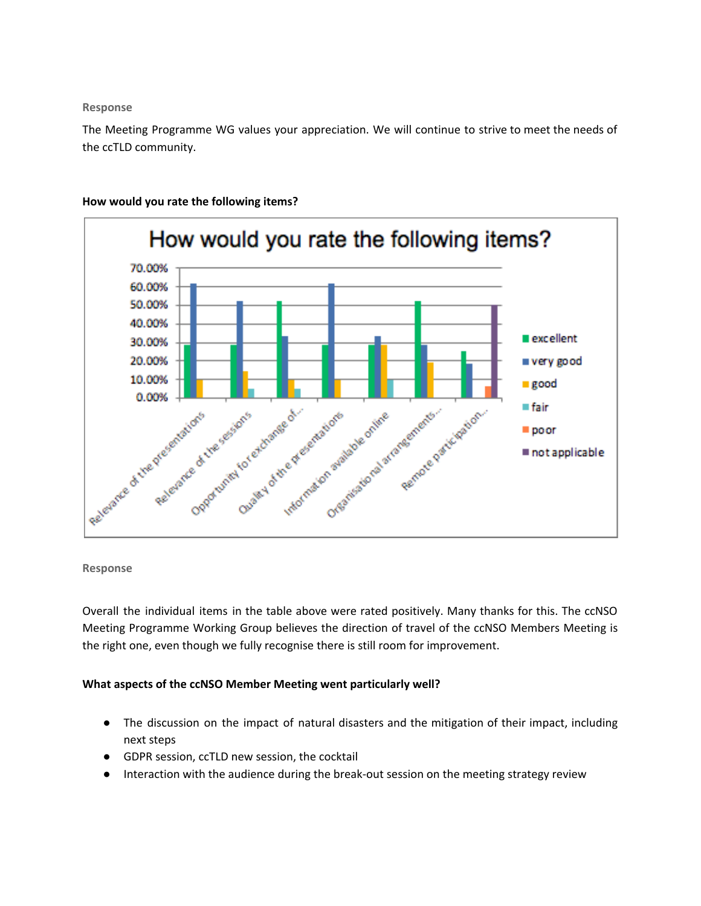**Response**

The Meeting Programme WG values your appreciation. We will continue to strive to meet the needs of the ccTLD community.

**How would you rate the following items?**

**Response**

Overall the individual items in the table above were rated positively. Many thanks for this. The ccNSO Meeting Programme Working Group believes the direction of travel of the ccNSO Members Meeting is the right one, even though we fully recognise there is still room for improvement.

**What aspects of the ccNSO Member Meeting went particularly well?**

- The discussion on the impact of natural disasters and the mitigation of their impact, including next steps
- GDPR session, ccTLD new session, the cocktail
- Interaction with the audience during the break-out session on the meeting strategy review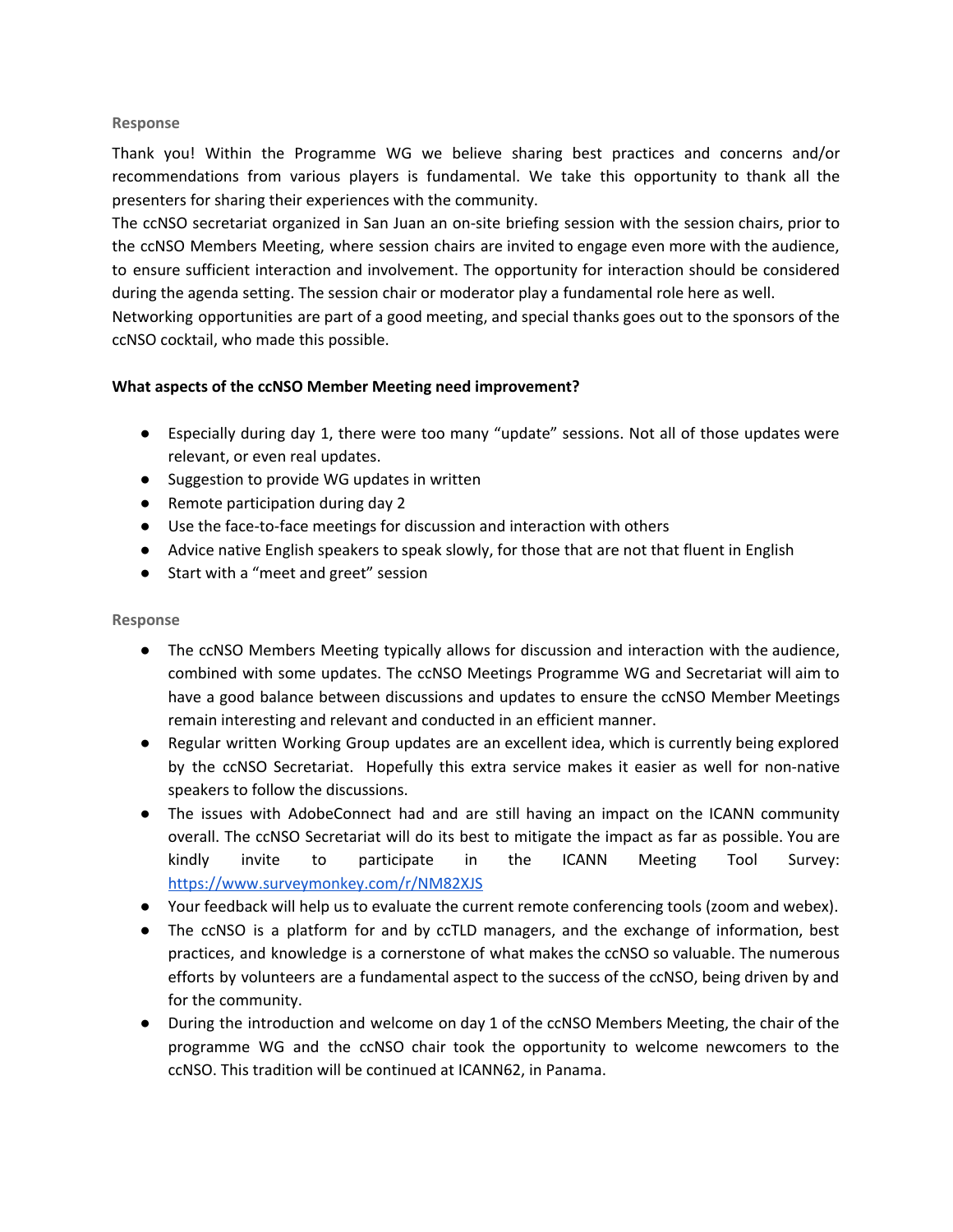**Response**

Thank you! Within the Programme WG we believe sharing best practices and concerns and/or recommendations from various players is fundamental. We take this opportunity to thank all the presenters for sharing their experiences with the community.

The ccNSO secretariat organized in San Juan an on-site briefing session with the session chairs, prior to the ccNSO Members Meeting, where session chairs are invited to engage even more with the audience, to ensure sufficient interaction and involvement. The opportunity for interaction should be considered during the agenda setting. The session chair or moderator play a fundamental role here as well.

Networking opportunities are part of a good meeting, and special thanks goes out to the sponsors of the ccNSO cocktail, who made this possible.

**What aspects of the ccNSO Member Meeting need improvement?**

- Especially during day 1, there were too many "update" sessions. Not all of those updates were relevant, or even real updates.
- Suggestion to provide WG updates in written
- Remote participation during day 2
- Use the face-to-face meetings for discussion and interaction with others
- Advice native English speakers to speak slowly, for those that are not that fluent in English
- Start with a "meet and greet" session

**Response**

- The ccNSO Members Meeting typically allows for discussion and interaction with the audience, combined with some updates. The ccNSO Meetings Programme WG and Secretariat will aim to have a good balance between discussions and updates to ensure the ccNSO Member Meetings remain interesting and relevant and conducted in an efficient manner.
- Regular written Working Group updates are an excellent idea, which is currently being explored by the ccNSO Secretariat. Hopefully this extra service makes it easier as well for non-native speakers to follow the discussions.
- The issues with AdobeConnect had and are still having an impact on the ICANN community overall. The ccNSO Secretariat will do its best to mitigate the impact as far as possible. You are kindly invite to participate in the ICANN Meeting Tool Survey: https://www.surveymonkey.com/r/NM82XJS
- Your feedback will help us to evaluate the current remote conferencing tools (zoom and webex).
- The ccNSO is a platform for and by ccTLD managers, and the exchange of information, best practices, and knowledge is a cornerstone of what makes the ccNSO so valuable. The numerous efforts by volunteers are a fundamental aspect to the success of the ccNSO, being driven by and for the community.
- During the introduction and welcome on day 1 of the ccNSO Members Meeting, the chair of the programme WG and the ccNSO chair took the opportunity to welcome newcomers to the ccNSO. This tradition will be continued at ICANN62, in Panama.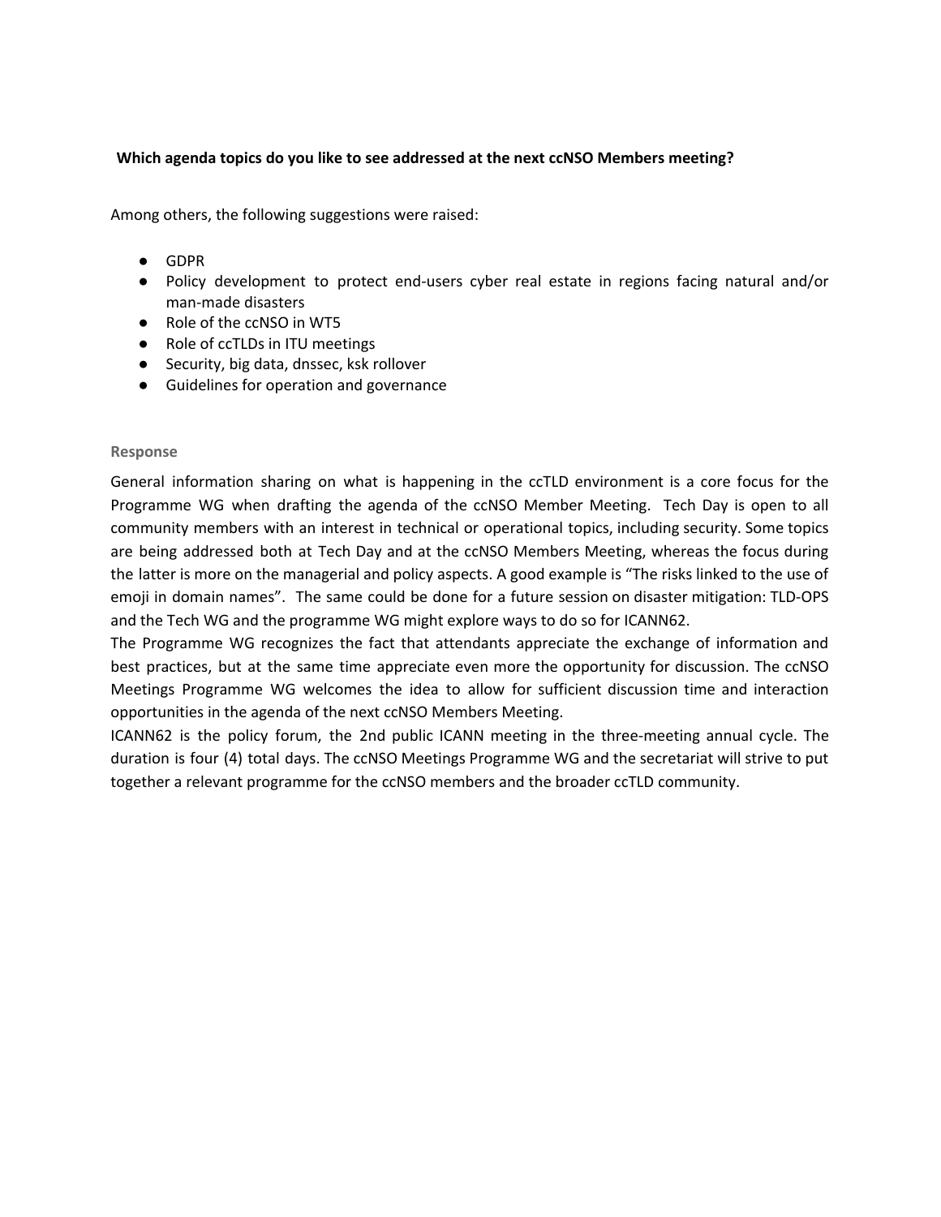**Which agenda topics do you like to see addressed at the next ccNSO Members meeting?**

Among others, the following suggestions were raised:

- GDPR
- Policy development to protect end-users cyber real estate in regions facing natural and/or man-made disasters
- Role of the ccNSO in WT5
- Role of ccTLDs in ITU meetings
- Security, big data, dnssec, ksk rollover
- Guidelines for operation and governance

**Response**

General information sharing on what is happening in the ccTLD environment is a core focus for the Programme WG when drafting the agenda of the ccNSO Member Meeting. Tech Day is open to all community members with an interest in technical or operational topics, including security. Some topics are being addressed both at Tech Day and at the ccNSO Members Meeting, whereas the focus during the latter is more on the managerial and policy aspects. A good example is "The risks linked to the use of emoji in domain names". The same could be done for a future session on disaster mitigation: TLD-OPS and the Tech WG and the programme WG might explore ways to do so for ICANN62.

The Programme WG recognizes the fact that attendants appreciate the exchange of information and best practices, but at the same time appreciate even more the opportunity for discussion. The ccNSO Meetings Programme WG welcomes the idea to allow for sufficient discussion time and interaction opportunities in the agenda of the next ccNSO Members Meeting.

ICANN62 is the policy forum, the 2nd public ICANN meeting in the three-meeting annual cycle. The duration is four (4) total days. The ccNSO Meetings Programme WG and the secretariat will strive to put together a relevant programme for the ccNSO members and the broader ccTLD community.